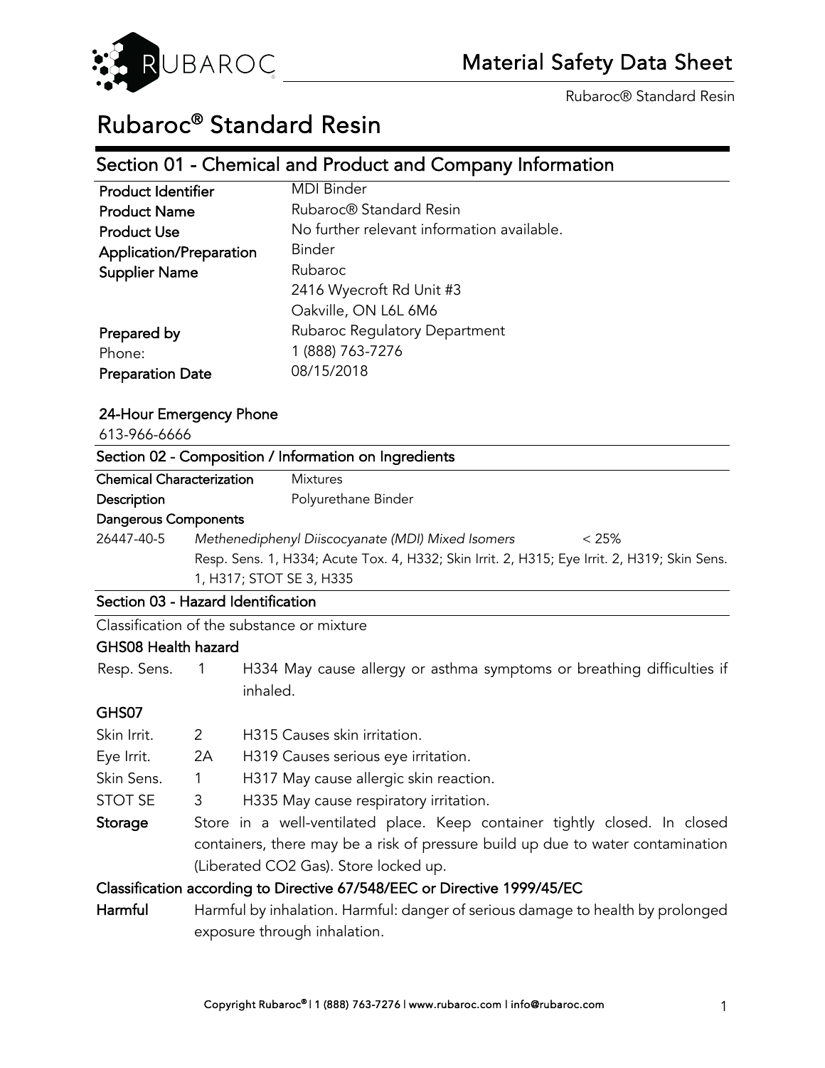# Material Safety Data Sheet

# Rubaroc® Standard Resin

## Section 01 - Chemical and Product and Company Information

| | |
|---|---|
| **Product Identifier** | MDI Binder |
| **Product Name** | Rubaroc® Standard Resin |
| **Product Use** | No further relevant information available. |
| **Application/Preparation** | Binder |
| **Supplier Name** | Rubaroc<br>2416 Wyecroft Rd Unit #3<br>Oakville, ON L6L 6M6 |
| **Prepared by** | Rubaroc Regulatory Department |
| Phone: | 1 (888) 763-7276 |
| **Preparation Date** | 08/15/2018 |

**24-Hour Emergency Phone**

613-966-6666

## Section 02 - Composition / Information on Ingredients

| | |
|---|---|
| **Chemical Characterization** | Mixtures |
| **Description** | Polyurethane Binder |

**Dangerous Components**

| | | |
|---|---|---|
| 26447-40-5 | *Methenediphenyl Diiscocyanate (MDI) Mixed Isomers* | < 25% |
| | Resp. Sens. 1, H334; Acute Tox. 4, H332; Skin Irrit. 2, H315; Eye Irrit. 2, H319; Skin Sens. 1, H317; STOT SE 3, H335 | |

## Section 03 - Hazard Identification

Classification of the substance or mixture

**GHS08 Health hazard**

| | | |
|---|---|---|
| Resp. Sens. | 1 | H334 May cause allergy or asthma symptoms or breathing difficulties if inhaled. |

**GHS07**

| | | |
|---|---|---|
| Skin Irrit. | 2 | H315 Causes skin irritation. |
| Eye Irrit. | 2A | H319 Causes serious eye irritation. |
| Skin Sens. | 1 | H317 May cause allergic skin reaction. |
| STOT SE | 3 | H335 May cause respiratory irritation. |

**Storage** Store in a well-ventilated place. Keep container tightly closed. In closed containers, there may be a risk of pressure build up due to water contamination (Liberated $CO_2$ Gas). Store locked up.

**Classification according to Directive 67/548/EEC or Directive 1999/45/EC**

**Harmful** Harmful by inhalation. Harmful: danger of serious damage to health by prolonged exposure through inhalation.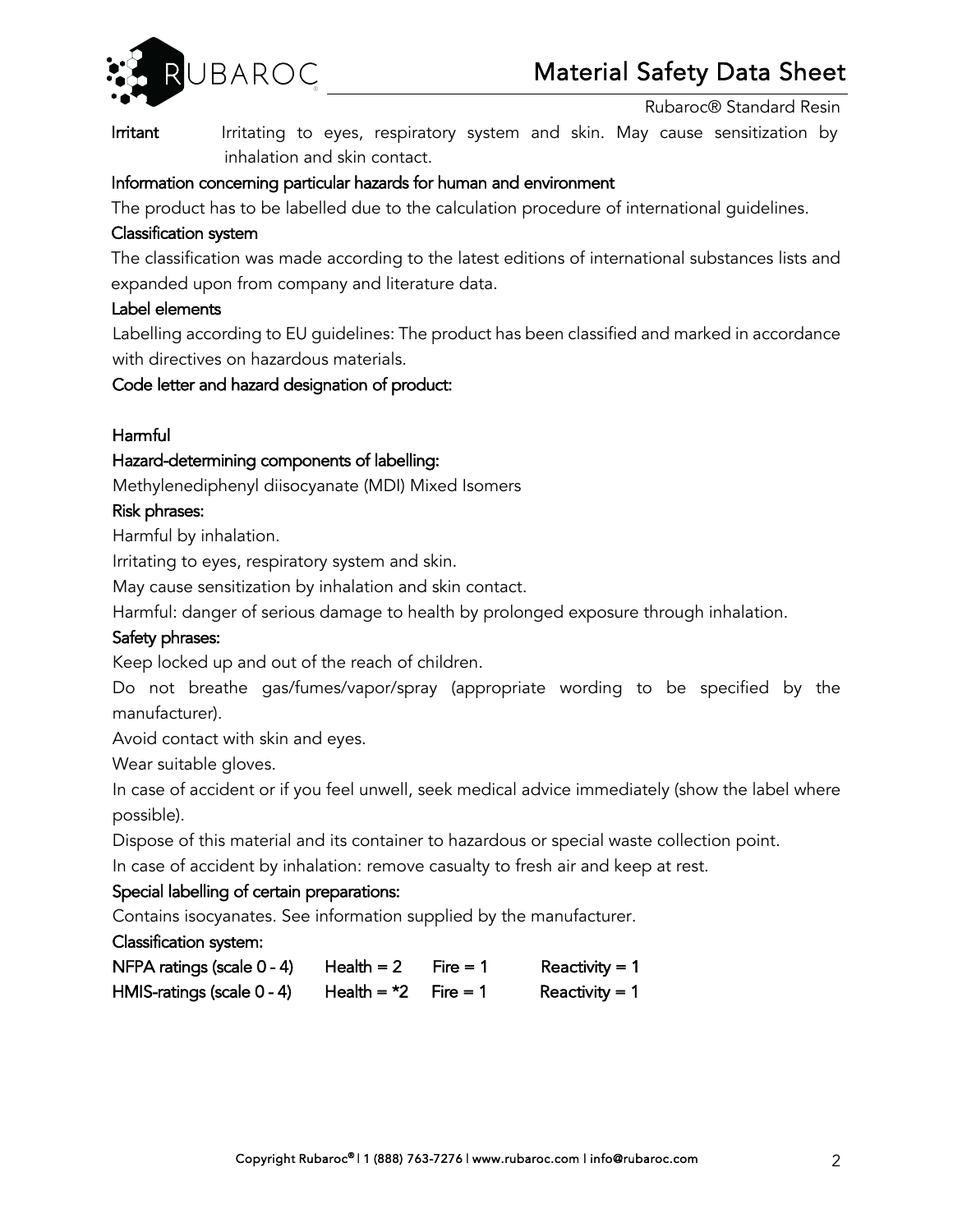**Irritant** Irritating to eyes, respiratory system and skin. May cause sensitization by inhalation and skin contact.

**Information concerning particular hazards for human and environment**

The product has to be labelled due to the calculation procedure of international guidelines.

**Classification system**

The classification was made according to the latest editions of international substances lists and expanded upon from company and literature data.

**Label elements**

Labelling according to EU guidelines: The product has been classified and marked in accordance with directives on hazardous materials.

**Code letter and hazard designation of product:**

**Harmful**

**Hazard-determining components of labelling:**

Methylenediphenyl diisocyanate (MDI) Mixed Isomers

**Risk phrases:**

Harmful by inhalation.

Irritating to eyes, respiratory system and skin.

May cause sensitization by inhalation and skin contact.

Harmful: danger of serious damage to health by prolonged exposure through inhalation.

**Safety phrases:**

Keep locked up and out of the reach of children.

Do not breathe gas/fumes/vapor/spray (appropriate wording to be specified by the manufacturer).

Avoid contact with skin and eyes.

Wear suitable gloves.

In case of accident or if you feel unwell, seek medical advice immediately (show the label where possible).

Dispose of this material and its container to hazardous or special waste collection point.

In case of accident by inhalation: remove casualty to fresh air and keep at rest.

**Special labelling of certain preparations:**

Contains isocyanates. See information supplied by the manufacturer.

**Classification system:**

| | | | |
|---|---|---|---|
| NFPA ratings (scale 0 - 4) | Health = 2 | Fire = 1 | Reactivity = 1 |
| HMIS-ratings (scale 0 - 4) | Health = *2 | Fire = 1 | Reactivity = 1 |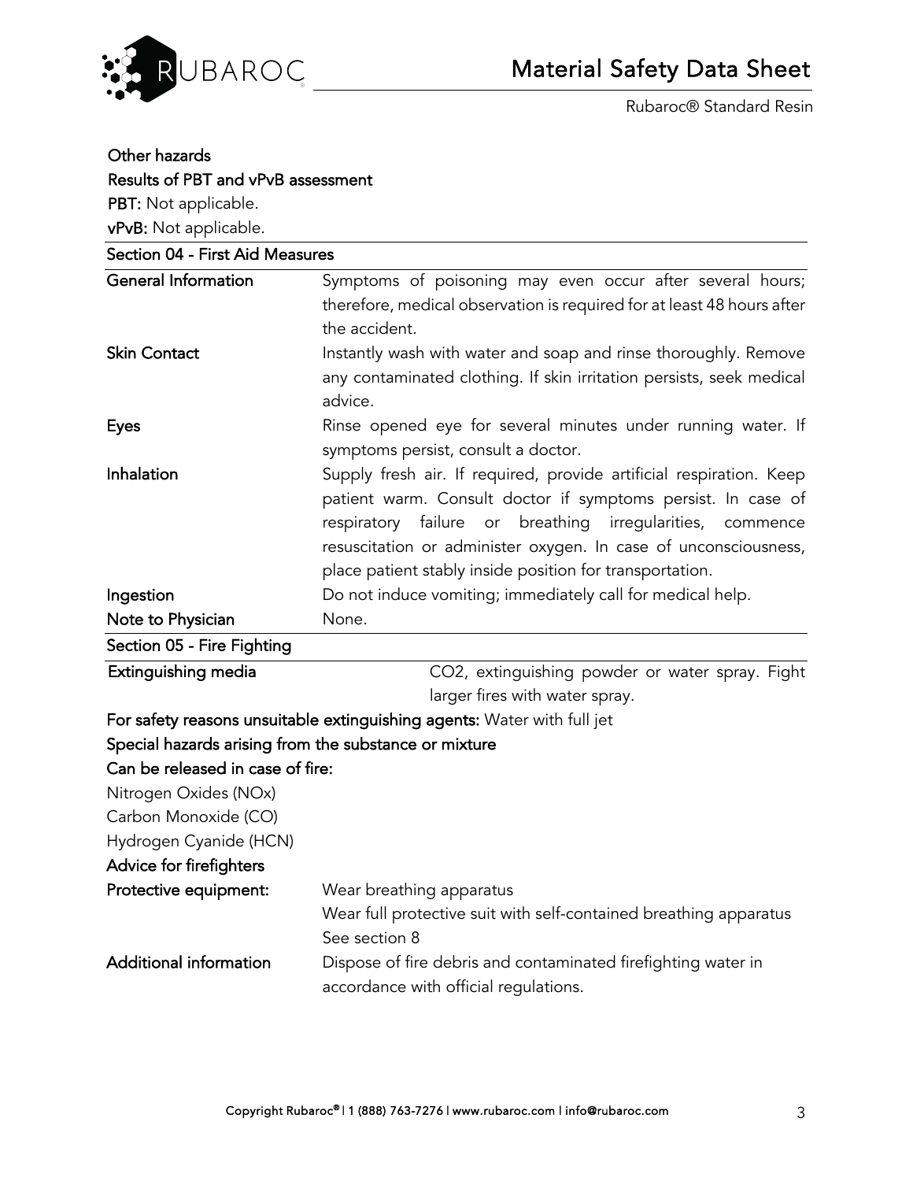**Other hazards**

**Results of PBT and vPvB assessment**

**PBT:** Not applicable.

**vPvB:** Not applicable.

## Section 04 - First Aid Measures

| | |
|---|---|
| **General Information** | Symptoms of poisoning may even occur after several hours; therefore, medical observation is required for at least 48 hours after the accident. |
| **Skin Contact** | Instantly wash with water and soap and rinse thoroughly. Remove any contaminated clothing. If skin irritation persists, seek medical advice. |
| **Eyes** | Rinse opened eye for several minutes under running water. If symptoms persist, consult a doctor. |
| **Inhalation** | Supply fresh air. If required, provide artificial respiration. Keep patient warm. Consult doctor if symptoms persist. In case of respiratory failure or breathing irregularities, commence resuscitation or administer oxygen. In case of unconsciousness, place patient stably inside position for transportation. |
| **Ingestion** | Do not induce vomiting; immediately call for medical help. |
| **Note to Physician** | None. |

## Section 05 - Fire Fighting

| | |
|---|---|
| **Extinguishing media** | $CO_2$, extinguishing powder or water spray. Fight larger fires with water spray. |

**For safety reasons unsuitable extinguishing agents:** Water with full jet

**Special hazards arising from the substance or mixture**

**Can be released in case of fire:**

Nitrogen Oxides (NOx)
Carbon Monoxide (CO)
Hydrogen Cyanide (HCN)

**Advice for firefighters**

| | |
|---|---|
| **Protective equipment:** | Wear breathing apparatus<br>Wear full protective suit with self-contained breathing apparatus<br>See section 8 |
| **Additional information** | Dispose of fire debris and contaminated firefighting water in accordance with official regulations. |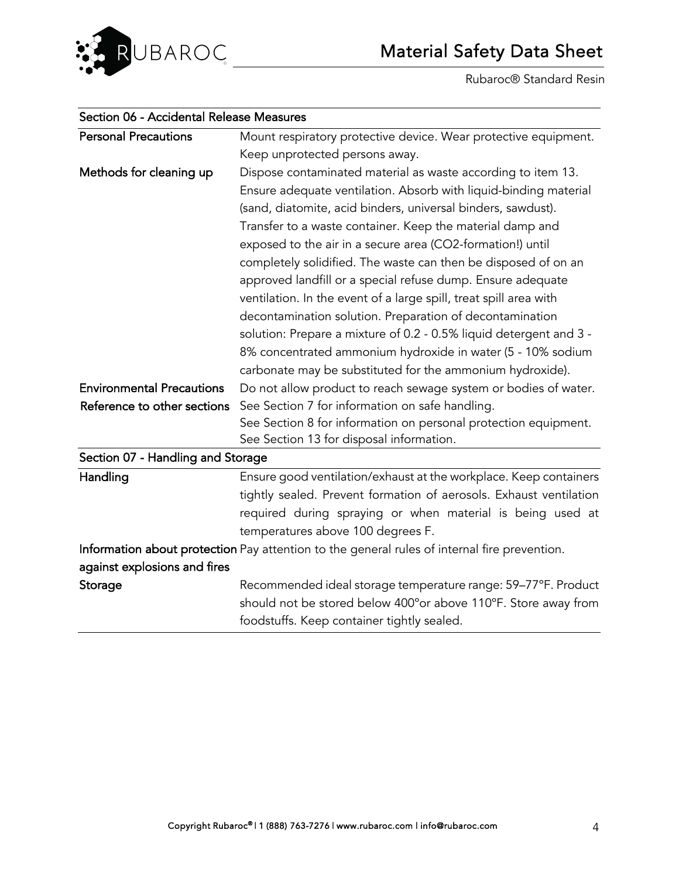| Section 06 - Accidental Release Measures | |
|---|---|
| Personal Precautions | Mount respiratory protective device. Wear protective equipment. Keep unprotected persons away. |
| Methods for cleaning up | Dispose contaminated material as waste according to item 13. Ensure adequate ventilation. Absorb with liquid-binding material (sand, diatomite, acid binders, universal binders, sawdust). Transfer to a waste container. Keep the material damp and exposed to the air in a secure area ($CO_2$-formation!) until completely solidified. The waste can then be disposed of on an approved landfill or a special refuse dump. Ensure adequate ventilation. In the event of a large spill, treat spill area with decontamination solution. Preparation of decontamination solution: Prepare a mixture of 0.2 - 0.5% liquid detergent and 3 - 8% concentrated ammonium hydroxide in water (5 - 10% sodium carbonate may be substituted for the ammonium hydroxide). |
| Environmental Precautions | Do not allow product to reach sewage system or bodies of water. |
| Reference to other sections | See Section 7 for information on safe handling.<br>See Section 8 for information on personal protection equipment.<br>See Section 13 for disposal information. |

| Section 07 - Handling and Storage | |
|---|---|
| Handling | Ensure good ventilation/exhaust at the workplace. Keep containers tightly sealed. Prevent formation of aerosols. Exhaust ventilation required during spraying or when material is being used at temperatures above 100 degrees F. |
| Information about protection against explosions and fires | Pay attention to the general rules of internal fire prevention. |
| Storage | Recommended ideal storage temperature range: 59–77°F. Product should not be stored below 400°or above 110°F. Store away from foodstuffs. Keep container tightly sealed. |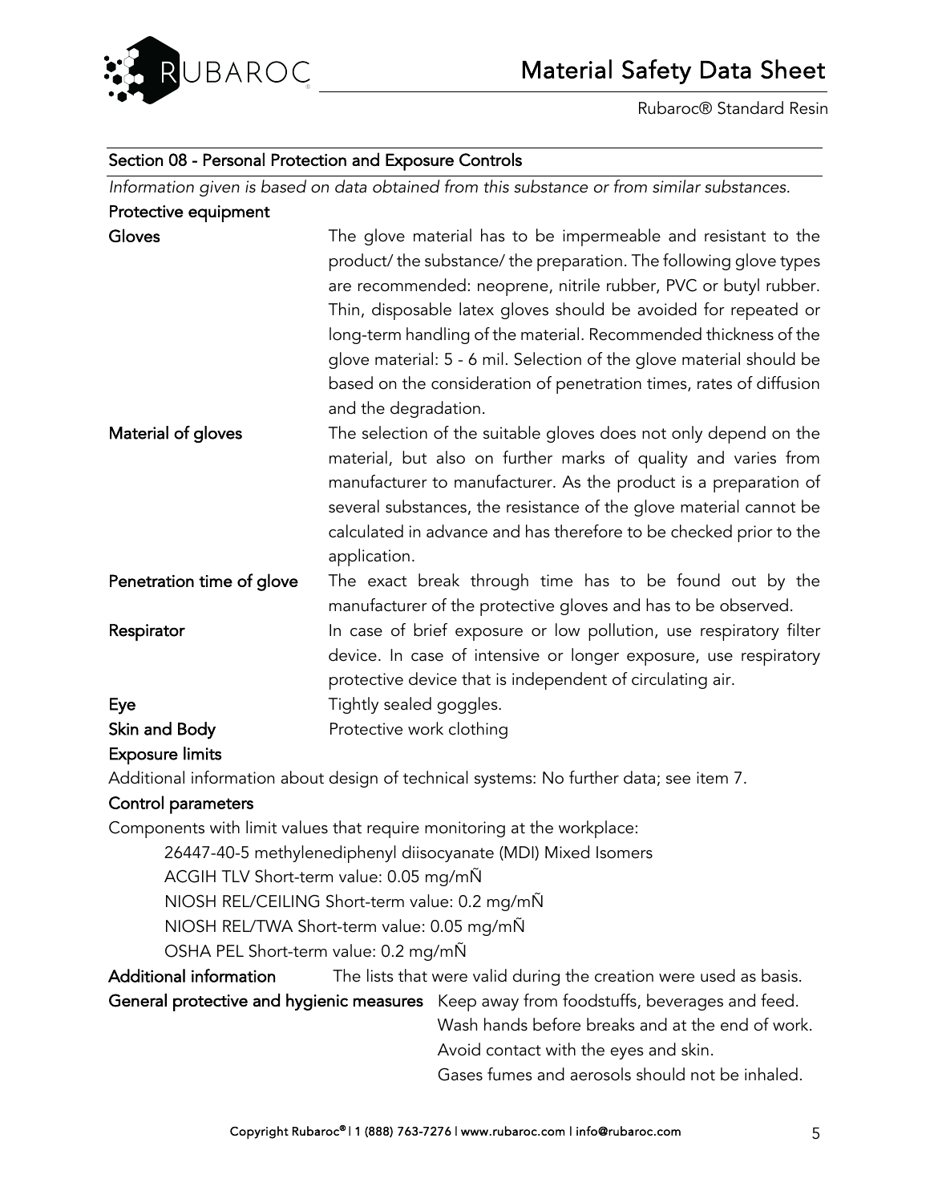## Section 08 - Personal Protection and Exposure Controls

*Information given is based on data obtained from this substance or from similar substances.*

**Protective equipment**

**Gloves** The glove material has to be impermeable and resistant to the product/ the substance/ the preparation. The following glove types are recommended: neoprene, nitrile rubber, PVC or butyl rubber. Thin, disposable latex gloves should be avoided for repeated or long-term handling of the material. Recommended thickness of the glove material: 5 - 6 mil. Selection of the glove material should be based on the consideration of penetration times, rates of diffusion and the degradation.

**Material of gloves** The selection of the suitable gloves does not only depend on the material, but also on further marks of quality and varies from manufacturer to manufacturer. As the product is a preparation of several substances, the resistance of the glove material cannot be calculated in advance and has therefore to be checked prior to the application.

**Penetration time of glove** The exact break through time has to be found out by the manufacturer of the protective gloves and has to be observed.

**Respirator** In case of brief exposure or low pollution, use respiratory filter device. In case of intensive or longer exposure, use respiratory protective device that is independent of circulating air.

**Eye** Tightly sealed goggles.

**Skin and Body** Protective work clothing

**Exposure limits**

Additional information about design of technical systems: No further data; see item 7.

**Control parameters**

Components with limit values that require monitoring at the workplace:

26447-40-5 methylenediphenyl diisocyanate (MDI) Mixed Isomers
ACGIH TLV Short-term value: 0.05 mg/mÑ
NIOSH REL/CEILING Short-term value: 0.2 mg/mÑ
NIOSH REL/TWA Short-term value: 0.05 mg/mÑ
OSHA PEL Short-term value: 0.2 mg/mÑ

**Additional information** The lists that were valid during the creation were used as basis.

**General protective and hygienic measures** Keep away from foodstuffs, beverages and feed.
Wash hands before breaks and at the end of work.
Avoid contact with the eyes and skin.
Gases fumes and aerosols should not be inhaled.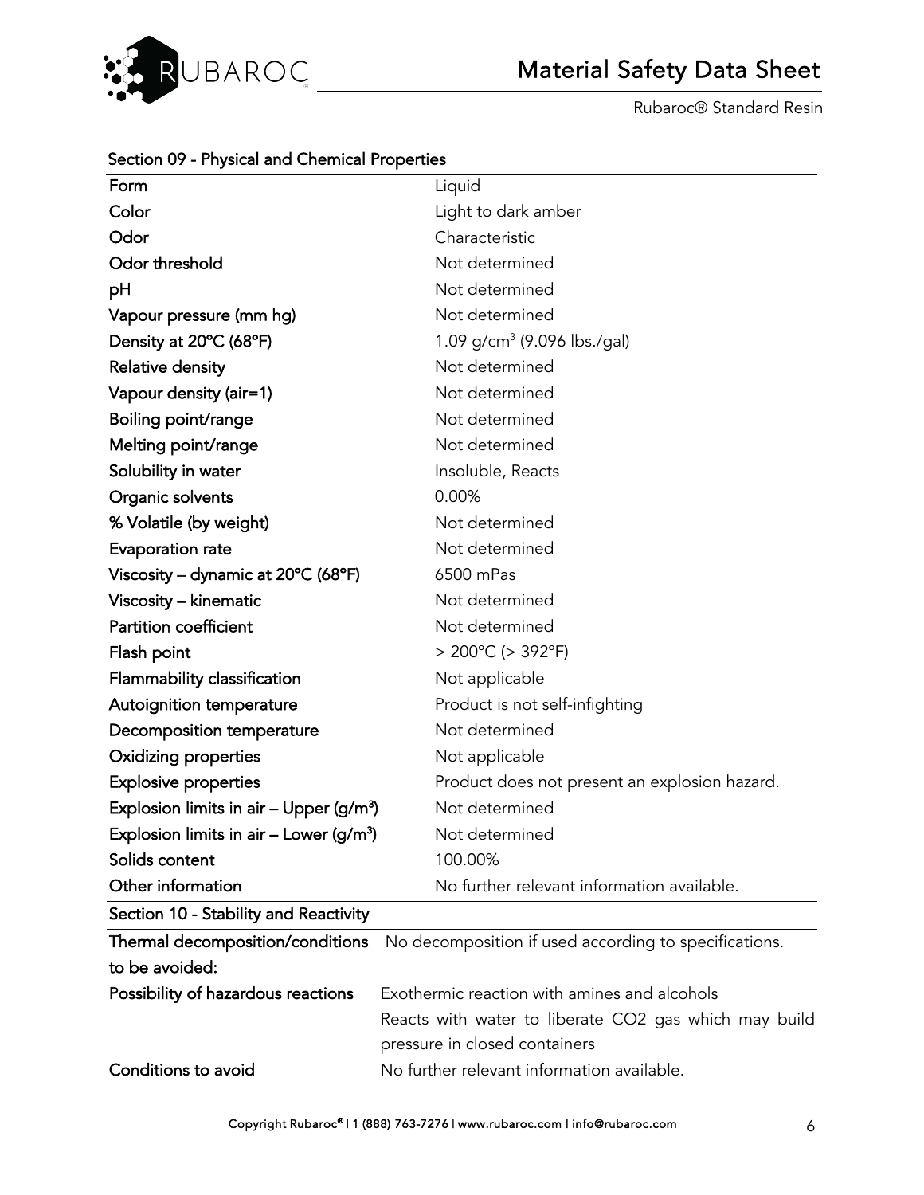## Section 09 - Physical and Chemical Properties

| Property | Value |
|---|---|
| Form | Liquid |
| Color | Light to dark amber |
| Odor | Characteristic |
| Odor threshold | Not determined |
| pH | Not determined |
| Vapour pressure (mm hg) | Not determined |
| Density at 20°C (68°F) | 1.09 g/cm$^3$ (9.096 lbs./gal) |
| Relative density | Not determined |
| Vapour density (air=1) | Not determined |
| Boiling point/range | Not determined |
| Melting point/range | Not determined |
| Solubility in water | Insoluble, Reacts |
| Organic solvents | 0.00% |
| % Volatile (by weight) | Not determined |
| Evaporation rate | Not determined |
| Viscosity – dynamic at 20°C (68°F) | 6500 mPas |
| Viscosity – kinematic | Not determined |
| Partition coefficient | Not determined |
| Flash point | > 200°C (> 392°F) |
| Flammability classification | Not applicable |
| Autoignition temperature | Product is not self-infighting |
| Decomposition temperature | Not determined |
| Oxidizing properties | Not applicable |
| Explosive properties | Product does not present an explosion hazard. |
| Explosion limits in air – Upper (g/m$^3$) | Not determined |
| Explosion limits in air – Lower (g/m$^3$) | Not determined |
| Solids content | 100.00% |
| Other information | No further relevant information available. |

## Section 10 - Stability and Reactivity

| Property | Value |
|---|---|
| Thermal decomposition/conditions to be avoided: | No decomposition if used according to specifications. |
| Possibility of hazardous reactions | Exothermic reaction with amines and alcohols<br>Reacts with water to liberate $CO_2$ gas which may build pressure in closed containers |
| Conditions to avoid | No further relevant information available. |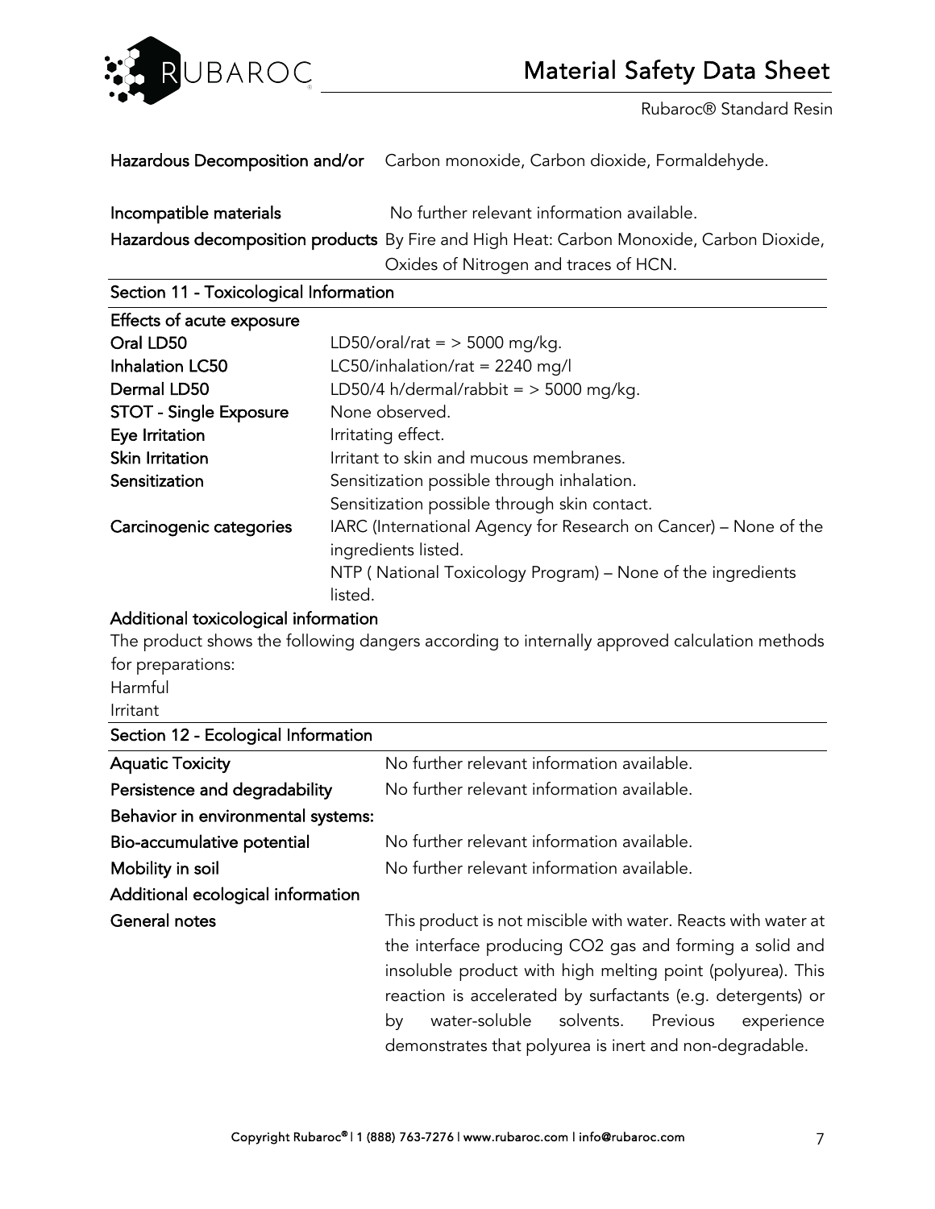**Hazardous Decomposition and/or** Carbon monoxide, Carbon dioxide, Formaldehyde.

**Incompatible materials** No further relevant information available.

**Hazardous decomposition products** By Fire and High Heat: Carbon Monoxide, Carbon Dioxide, Oxides of Nitrogen and traces of HCN.

## Section 11 - Toxicological Information

**Effects of acute exposure**

| | |
|---|---|
| **Oral LD50** | LD50/oral/rat = > 5000 mg/kg. |
| **Inhalation LC50** | LC50/inhalation/rat = 2240 mg/l |
| **Dermal LD50** | LD50/4 h/dermal/rabbit = > 5000 mg/kg. |
| **STOT - Single Exposure** | None observed. |
| **Eye Irritation** | Irritating effect. |
| **Skin Irritation** | Irritant to skin and mucous membranes. |
| **Sensitization** | Sensitization possible through inhalation.<br>Sensitization possible through skin contact. |
| **Carcinogenic categories** | IARC (International Agency for Research on Cancer) – None of the ingredients listed.<br>NTP ( National Toxicology Program) – None of the ingredients listed. |

**Additional toxicological information**

The product shows the following dangers according to internally approved calculation methods for preparations:

Harmful

Irritant

## Section 12 - Ecological Information

| | |
|---|---|
| **Aquatic Toxicity** | No further relevant information available. |
| **Persistence and degradability** | No further relevant information available. |
| **Behavior in environmental systems:** | |
| **Bio-accumulative potential** | No further relevant information available. |
| **Mobility in soil** | No further relevant information available. |
| **Additional ecological information** | |
| **General notes** | This product is not miscible with water. Reacts with water at the interface producing $CO_2$ gas and forming a solid and insoluble product with high melting point (polyurea). This reaction is accelerated by surfactants (e.g. detergents) or by water-soluble solvents. Previous experience demonstrates that polyurea is inert and non-degradable. |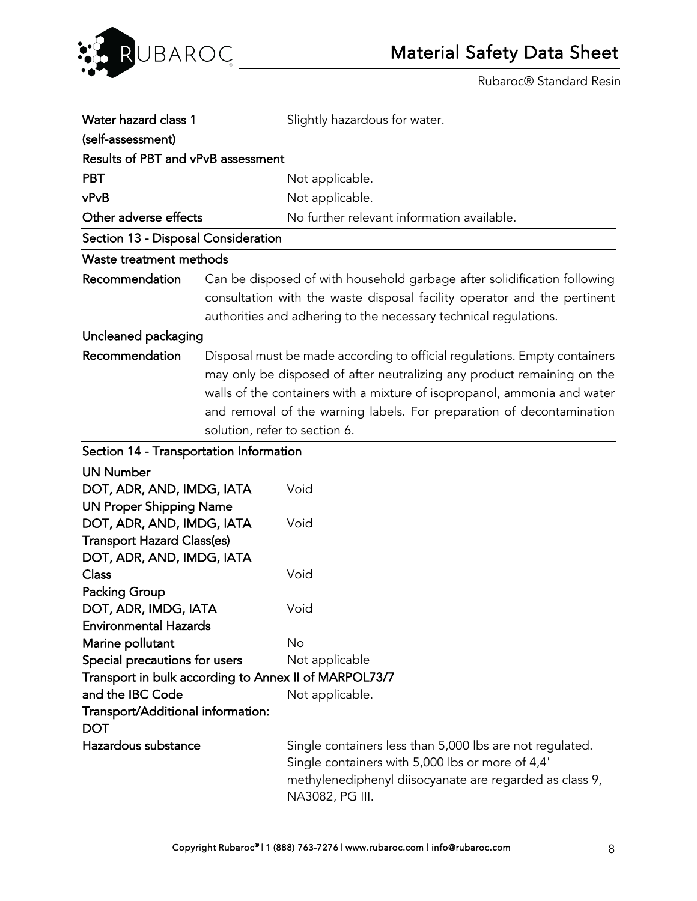**Water hazard class 1 (self-assessment)** Slightly hazardous for water.

**Results of PBT and vPvB assessment**

**PBT** Not applicable.

**vPvB** Not applicable.

**Other adverse effects** No further relevant information available.

## Section 13 - Disposal Consideration

**Waste treatment methods**

**Recommendation** Can be disposed of with household garbage after solidification following consultation with the waste disposal facility operator and the pertinent authorities and adhering to the necessary technical regulations.

**Uncleaned packaging**

**Recommendation** Disposal must be made according to official regulations. Empty containers may only be disposed of after neutralizing any product remaining on the walls of the containers with a mixture of isopropanol, ammonia and water and removal of the warning labels. For preparation of decontamination solution, refer to section 6.

## Section 14 - Transportation Information

**UN Number**

**DOT, ADR, AND, IMDG, IATA** Void

**UN Proper Shipping Name**

**DOT, ADR, AND, IMDG, IATA** Void

**Transport Hazard Class(es)**

**DOT, ADR, AND, IMDG, IATA**

**Class** Void

**Packing Group**

**DOT, ADR, IMDG, IATA** Void

**Environmental Hazards**

**Marine pollutant** No

**Special precautions for users** Not applicable

**Transport in bulk according to Annex II of MARPOL73/7 and the IBC Code** Not applicable.

**Transport/Additional information:**

**DOT**

**Hazardous substance** Single containers less than 5,000 lbs are not regulated. Single containers with 5,000 lbs or more of 4,4' methylenediphenyl diisocyanate are regarded as class 9, NA3082, PG III.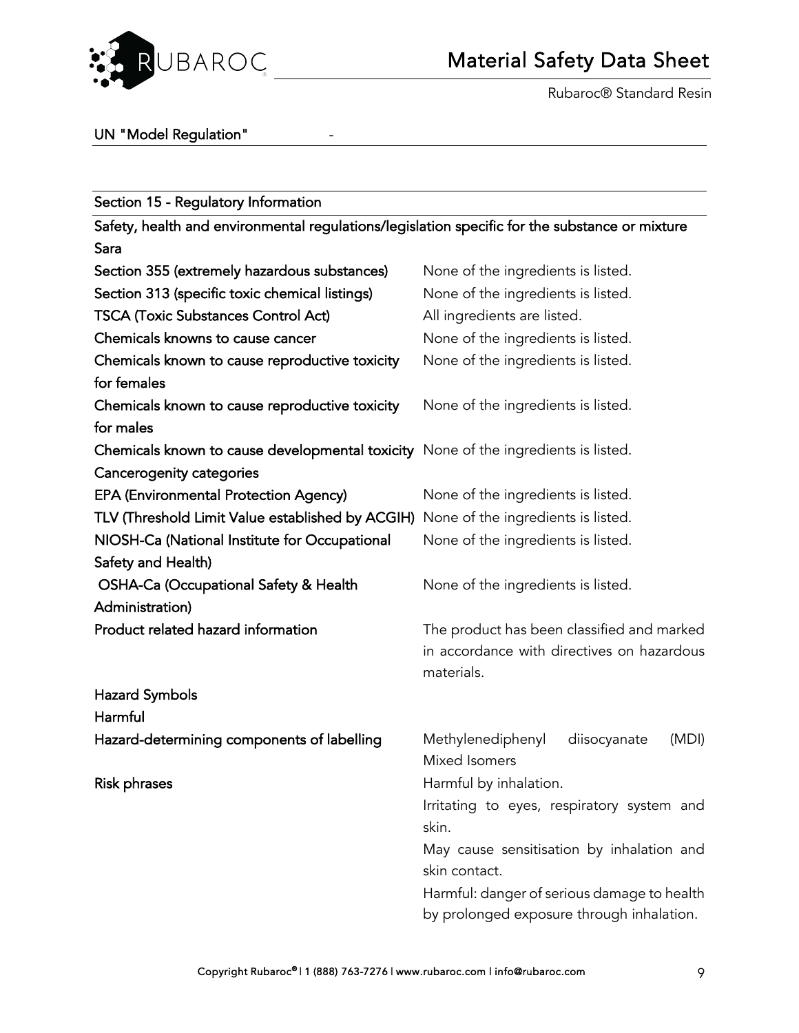UN "Model Regulation" -

## Section 15 - Regulatory Information

**Safety, health and environmental regulations/legislation specific for the substance or mixture**

**Sara**

| | |
|---|---|
| **Section 355 (extremely hazardous substances)** | None of the ingredients is listed. |
| **Section 313 (specific toxic chemical listings)** | None of the ingredients is listed. |
| **TSCA (Toxic Substances Control Act)** | All ingredients are listed. |
| **Chemicals knowns to cause cancer** | None of the ingredients is listed. |
| **Chemicals known to cause reproductive toxicity for females** | None of the ingredients is listed. |
| **Chemicals known to cause reproductive toxicity for males** | None of the ingredients is listed. |
| **Chemicals known to cause developmental toxicity** | None of the ingredients is listed. |

**Cancerogenity categories**

| | |
|---|---|
| **EPA (Environmental Protection Agency)** | None of the ingredients is listed. |
| **TLV (Threshold Limit Value established by ACGIH)** | None of the ingredients is listed. |
| **NIOSH-Ca (National Institute for Occupational Safety and Health)** | None of the ingredients is listed. |
| **OSHA-Ca (Occupational Safety & Health Administration)** | None of the ingredients is listed. |
| **Product related hazard information** | The product has been classified and marked in accordance with directives on hazardous materials. |

**Hazard Symbols**

**Harmful**

| | |
|---|---|
| **Hazard-determining components of labelling** | Methylenediphenyl diisocyanate (MDI) Mixed Isomers |
| **Risk phrases** | Harmful by inhalation.<br>Irritating to eyes, respiratory system and skin.<br>May cause sensitisation by inhalation and skin contact.<br>Harmful: danger of serious damage to health by prolonged exposure through inhalation. |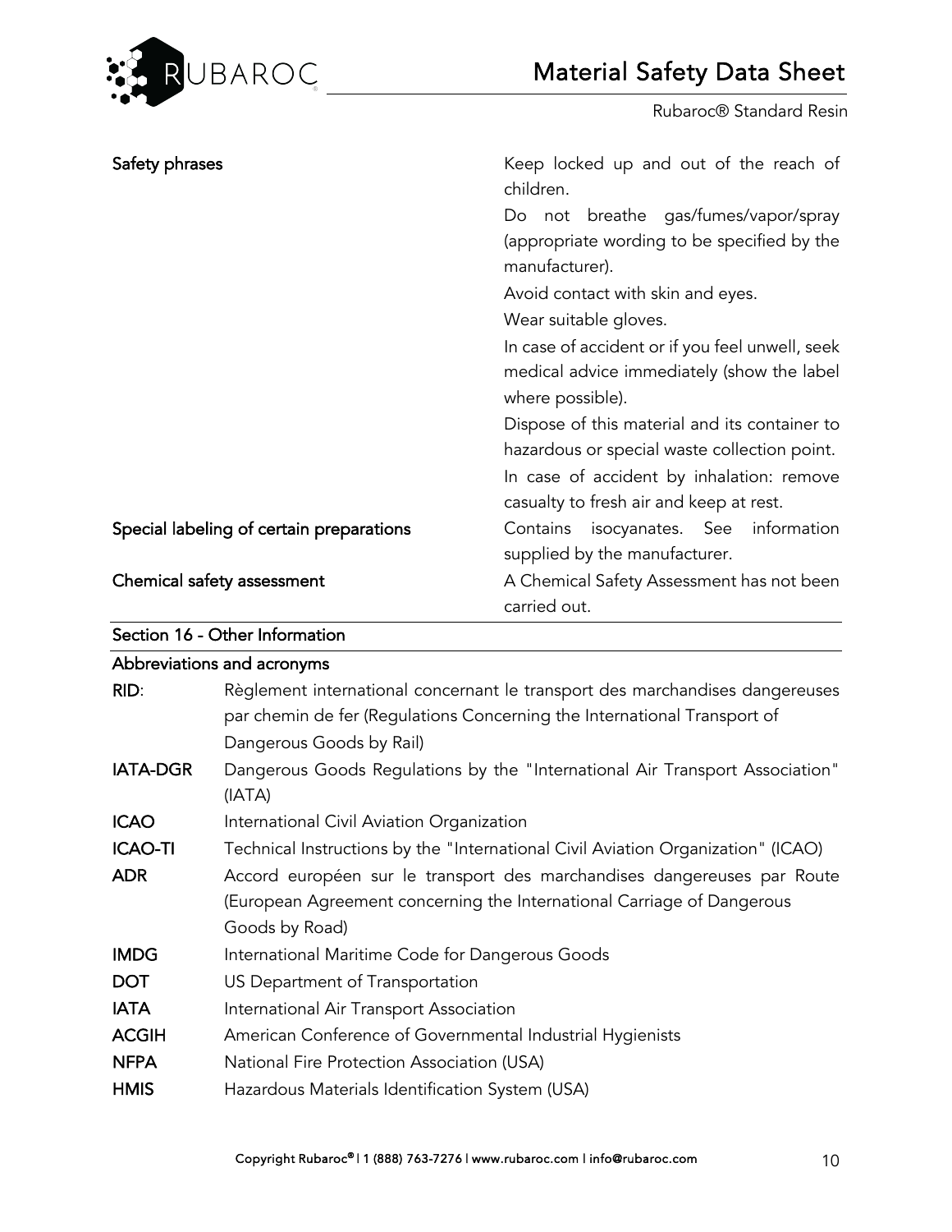| | |
|---|---|
| **Safety phrases** | Keep locked up and out of the reach of children.<br>Do not breathe gas/fumes/vapor/spray (appropriate wording to be specified by the manufacturer).<br>Avoid contact with skin and eyes.<br>Wear suitable gloves.<br>In case of accident or if you feel unwell, seek medical advice immediately (show the label where possible).<br>Dispose of this material and its container to hazardous or special waste collection point.<br>In case of accident by inhalation: remove casualty to fresh air and keep at rest. |
| **Special labeling of certain preparations** | Contains isocyanates. See information supplied by the manufacturer. |
| **Chemical safety assessment** | A Chemical Safety Assessment has not been carried out. |

## Section 16 - Other Information

### Abbreviations and acronyms

| | |
|---|---|
| **RID**: | Règlement international concernant le transport des marchandises dangereuses par chemin de fer (Regulations Concerning the International Transport of Dangerous Goods by Rail) |
| **IATA-DGR** | Dangerous Goods Regulations by the "International Air Transport Association" (IATA) |
| **ICAO** | International Civil Aviation Organization |
| **ICAO-TI** | Technical Instructions by the "International Civil Aviation Organization" (ICAO) |
| **ADR** | Accord européen sur le transport des marchandises dangereuses par Route (European Agreement concerning the International Carriage of Dangerous Goods by Road) |
| **IMDG** | International Maritime Code for Dangerous Goods |
| **DOT** | US Department of Transportation |
| **IATA** | International Air Transport Association |
| **ACGIH** | American Conference of Governmental Industrial Hygienists |
| **NFPA** | National Fire Protection Association (USA) |
| **HMIS** | Hazardous Materials Identification System (USA) |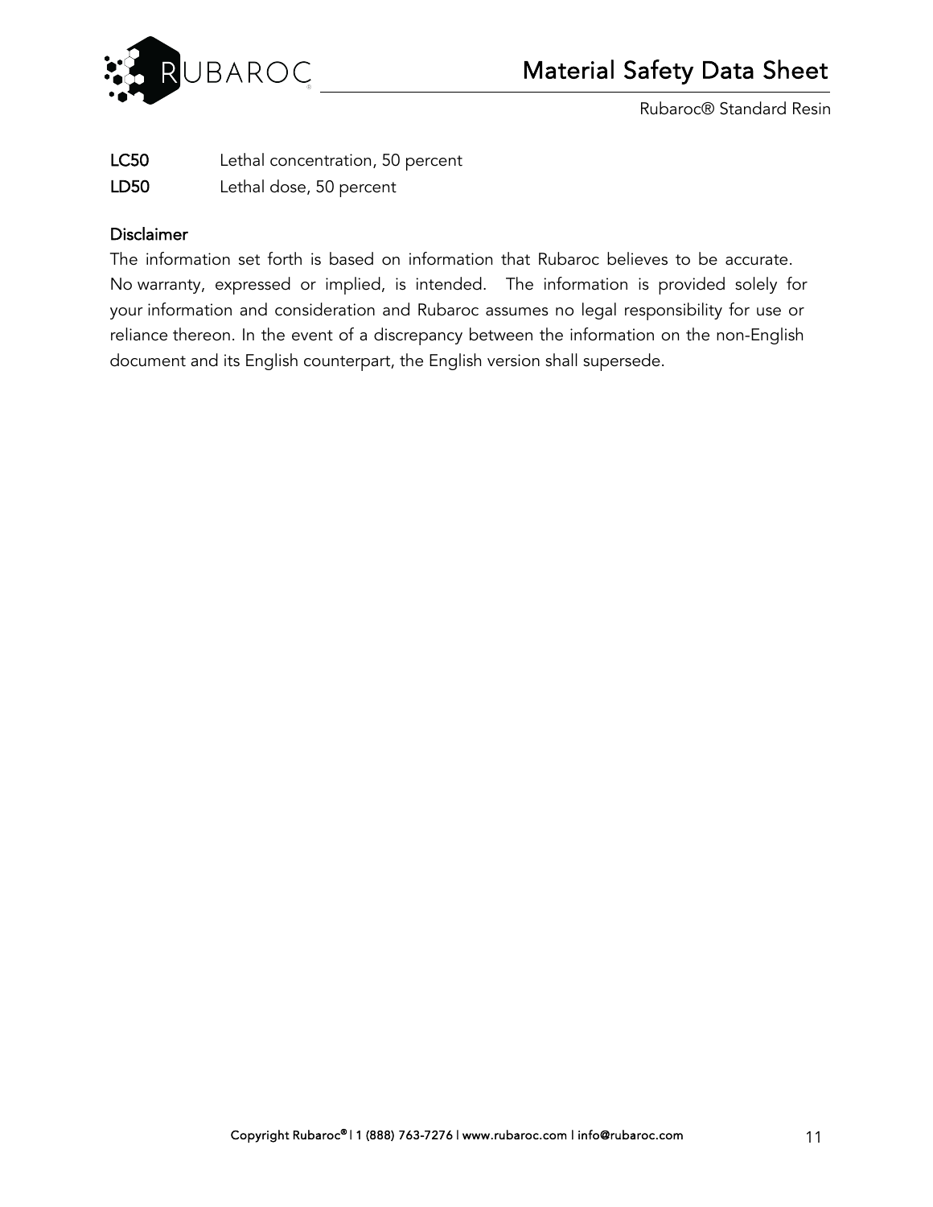**LC50** Lethal concentration, 50 percent

**LD50** Lethal dose, 50 percent

## Disclaimer

The information set forth is based on information that Rubaroc believes to be accurate. No warranty, expressed or implied, is intended. The information is provided solely for your information and consideration and Rubaroc assumes no legal responsibility for use or reliance thereon. In the event of a discrepancy between the information on the non-English document and its English counterpart, the English version shall supersede.